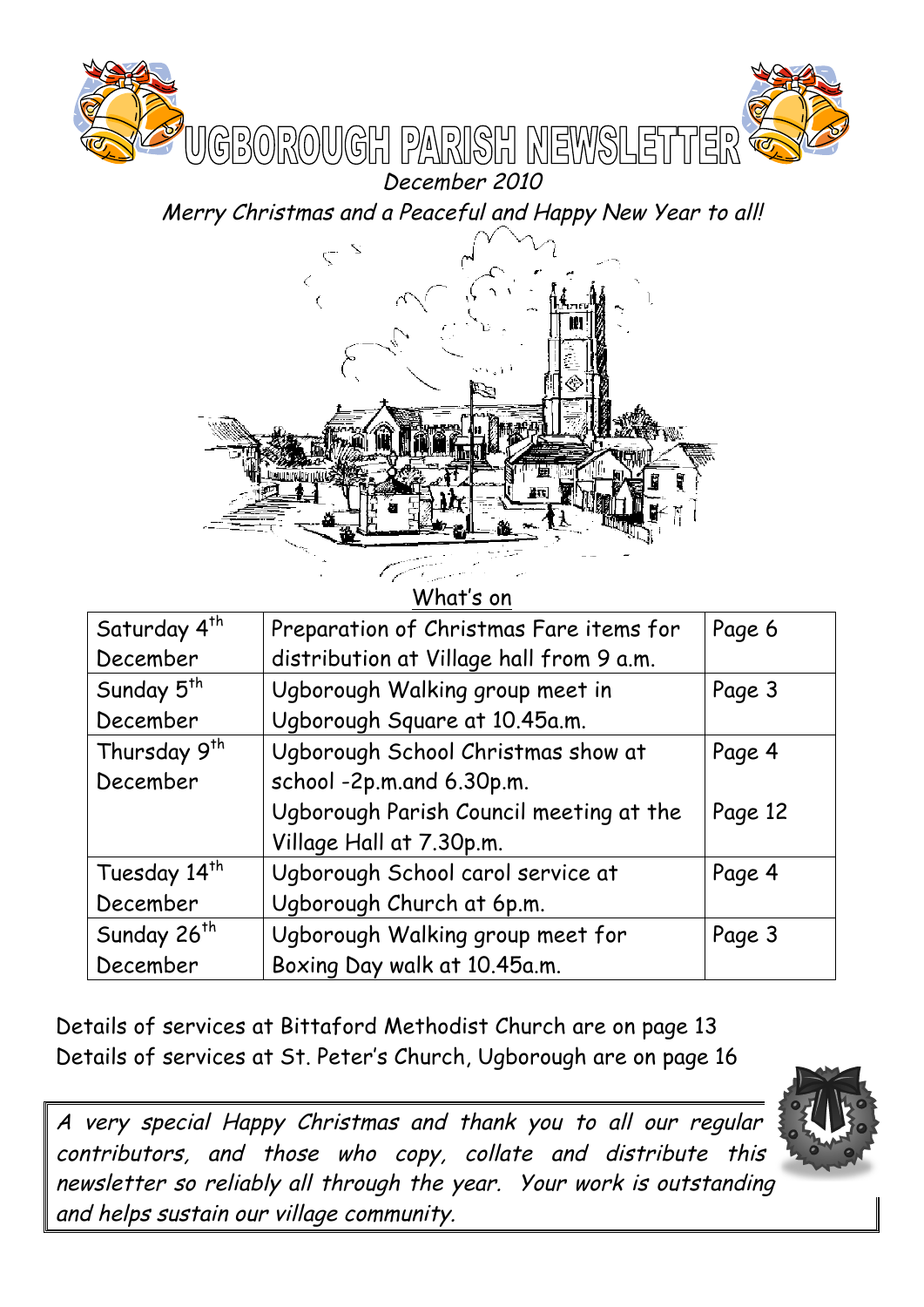# UGBOROUGH PARISH NEWSLETTER

*December 2010*

*Merry Christmas and a Peaceful and Happy New Year to all!*

What's on

| | | |
|---|---|---|
| Saturday 4th December | Preparation of Christmas Fare items for distribution at Village hall from 9 a.m. | Page 6 |
| Sunday 5th December | Ugborough Walking group meet in Ugborough Square at 10.45a.m. | Page 3 |
| Thursday 9th December | Ugborough School Christmas show at school -2p.m.and 6.30p.m. | Page 4 |
| | Ugborough Parish Council meeting at the Village Hall at 7.30p.m. | Page 12 |
| Tuesday 14th December | Ugborough School carol service at Ugborough Church at 6p.m. | Page 4 |
| Sunday 26th December | Ugborough Walking group meet for Boxing Day walk at 10.45a.m. | Page 3 |

Details of services at Bittaford Methodist Church are on page 13

Details of services at St. Peter's Church, Ugborough are on page 16

*A very special Happy Christmas and thank you to all our regular contributors, and those who copy, collate and distribute this newsletter so reliably all through the year. Your work is outstanding and helps sustain our village community.*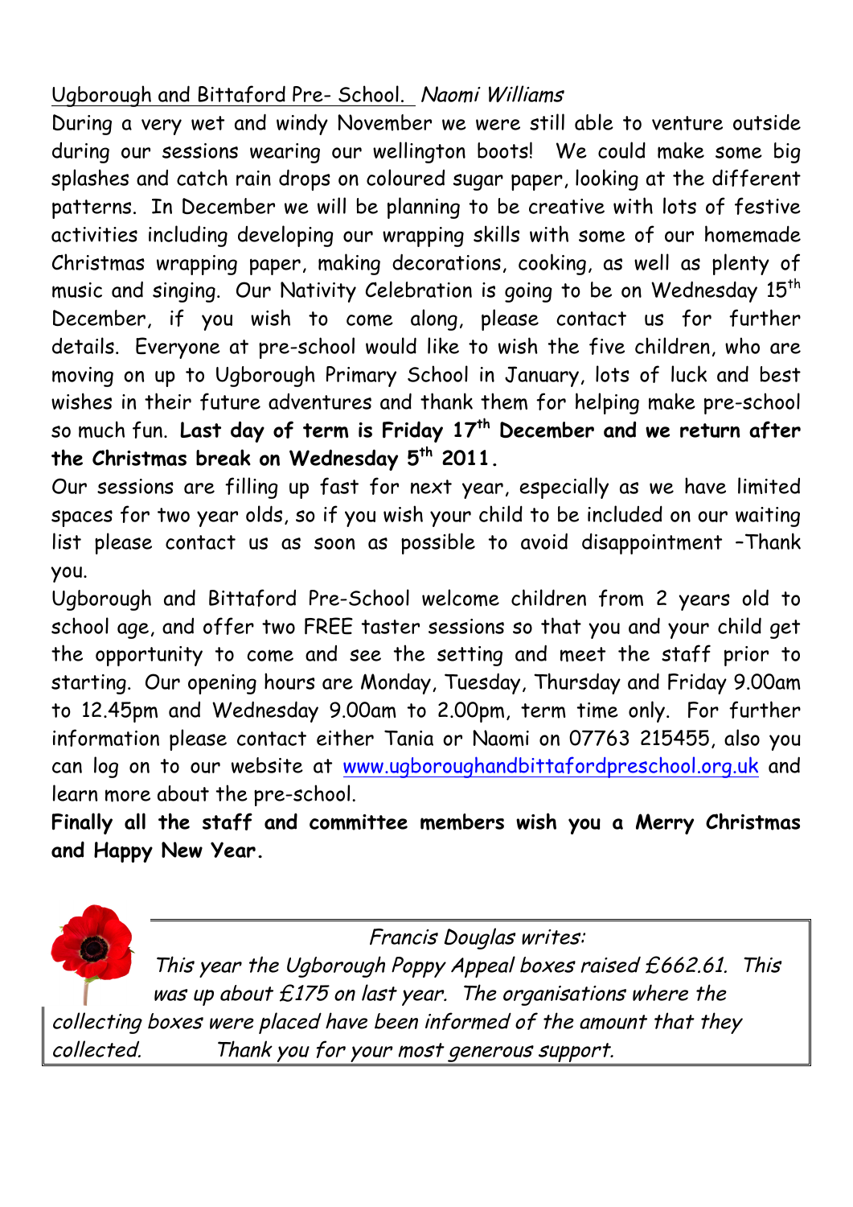Ugborough and Bittaford Pre- School. *Naomi Williams*

During a very wet and windy November we were still able to venture outside during our sessions wearing our wellington boots! We could make some big splashes and catch rain drops on coloured sugar paper, looking at the different patterns. In December we will be planning to be creative with lots of festive activities including developing our wrapping skills with some of our homemade Christmas wrapping paper, making decorations, cooking, as well as plenty of music and singing. Our Nativity Celebration is going to be on Wednesday 15th December, if you wish to come along, please contact us for further details. Everyone at pre-school would like to wish the five children, who are moving on up to Ugborough Primary School in January, lots of luck and best wishes in their future adventures and thank them for helping make pre-school so much fun. **Last day of term is Friday 17th December and we return after the Christmas break on Wednesday 5th 2011.**

Our sessions are filling up fast for next year, especially as we have limited spaces for two year olds, so if you wish your child to be included on our waiting list please contact us as soon as possible to avoid disappointment –Thank you.

Ugborough and Bittaford Pre-School welcome children from 2 years old to school age, and offer two FREE taster sessions so that you and your child get the opportunity to come and see the setting and meet the staff prior to starting. Our opening hours are Monday, Tuesday, Thursday and Friday 9.00am to 12.45pm and Wednesday 9.00am to 2.00pm, term time only. For further information please contact either Tania or Naomi on 07763 215455, also you can log on to our website at www.ugboroughandbittafordpreschool.org.uk and learn more about the pre-school.

**Finally all the staff and committee members wish you a Merry Christmas and Happy New Year.**

*Francis Douglas writes:*

*This year the Ugborough Poppy Appeal boxes raised £662.61. This was up about £175 on last year. The organisations where the collecting boxes were placed have been informed of the amount that they collected. Thank you for your most generous support.*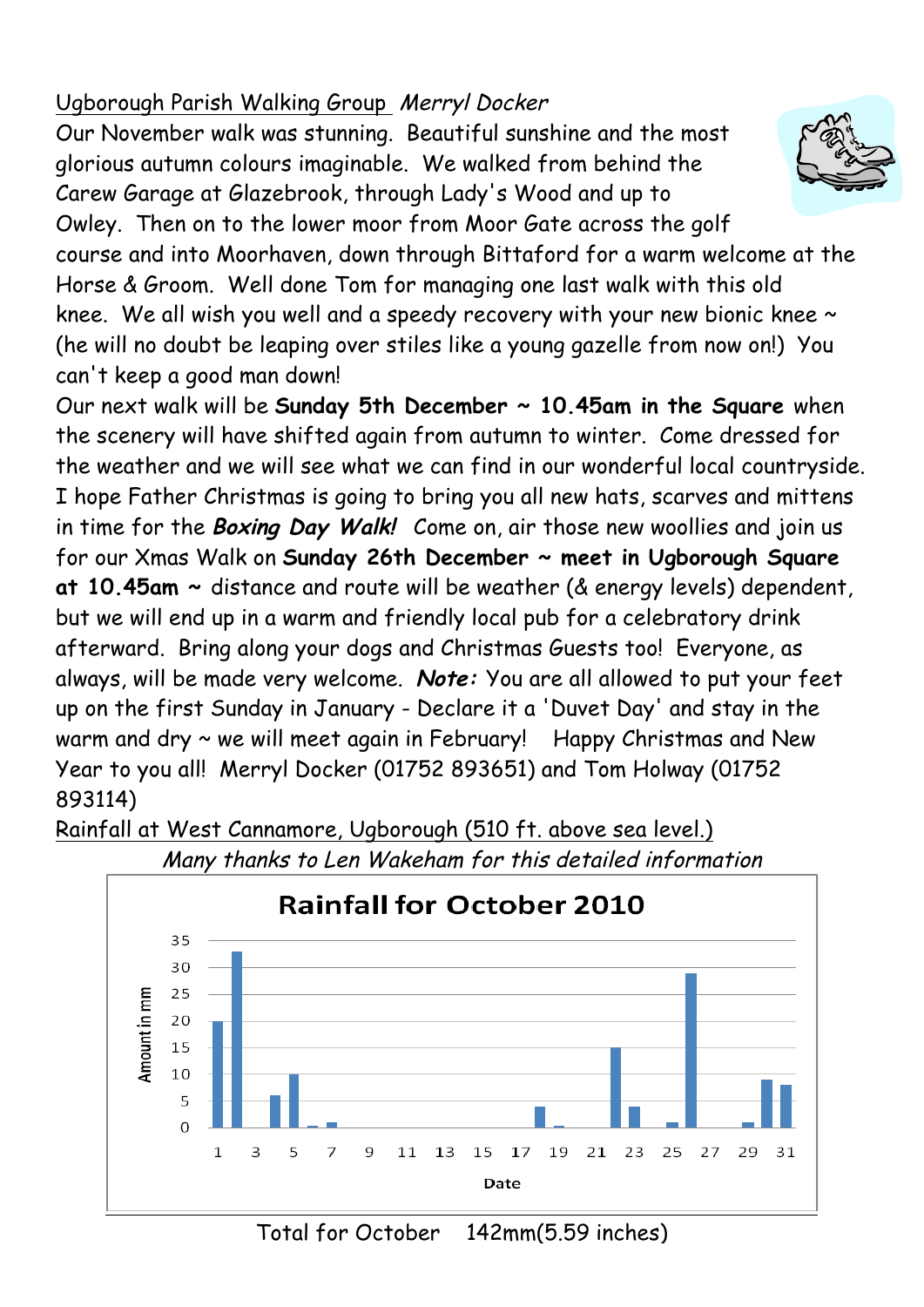Ugborough Parish Walking Group *Merryl Docker*

Our November walk was stunning. Beautiful sunshine and the most glorious autumn colours imaginable. We walked from behind the Carew Garage at Glazebrook, through Lady's Wood and up to Owley. Then on to the lower moor from Moor Gate across the golf course and into Moorhaven, down through Bittaford for a warm welcome at the Horse & Groom. Well done Tom for managing one last walk with this old knee. We all wish you well and a speedy recovery with your new bionic knee ~ (he will no doubt be leaping over stiles like a young gazelle from now on!) You can't keep a good man down!

Our next walk will be **Sunday 5th December ~ 10.45am in the Square** when the scenery will have shifted again from autumn to winter. Come dressed for the weather and we will see what we can find in our wonderful local countryside. I hope Father Christmas is going to bring you all new hats, scarves and mittens in time for the ***Boxing Day Walk!*** Come on, air those new woollies and join us for our Xmas Walk on **Sunday 26th December ~ meet in Ugborough Square at 10.45am ~** distance and route will be weather (& energy levels) dependent, but we will end up in a warm and friendly local pub for a celebratory drink afterward. Bring along your dogs and Christmas Guests too! Everyone, as always, will be made very welcome. ***Note:*** You are all allowed to put your feet up on the first Sunday in January - Declare it a 'Duvet Day' and stay in the warm and dry ~ we will meet again in February! Happy Christmas and New Year to you all! Merryl Docker (01752 893651) and Tom Holway (01752 893114)

Rainfall at West Cannamore, Ugborough (510 ft. above sea level.)

*Many thanks to Len Wakeham for this detailed information*

**Rainfall for October 2010**

| Date | Amount in mm |
|---|---|
| 1 | 20 |
| 2 | 33 |
| 4 | 6 |
| 5 | 10 |
| 6 | 0.5 |
| 7 | 1 |
| 18 | 4 |
| 19 | 0.5 |
| 22 | 15 |
| 23 | 4 |
| 25 | 1 |
| 26 | 29 |
| 29 | 1 |
| 30 | 9 |
| 31 | 8 |

Total for October 142mm(5.59 inches)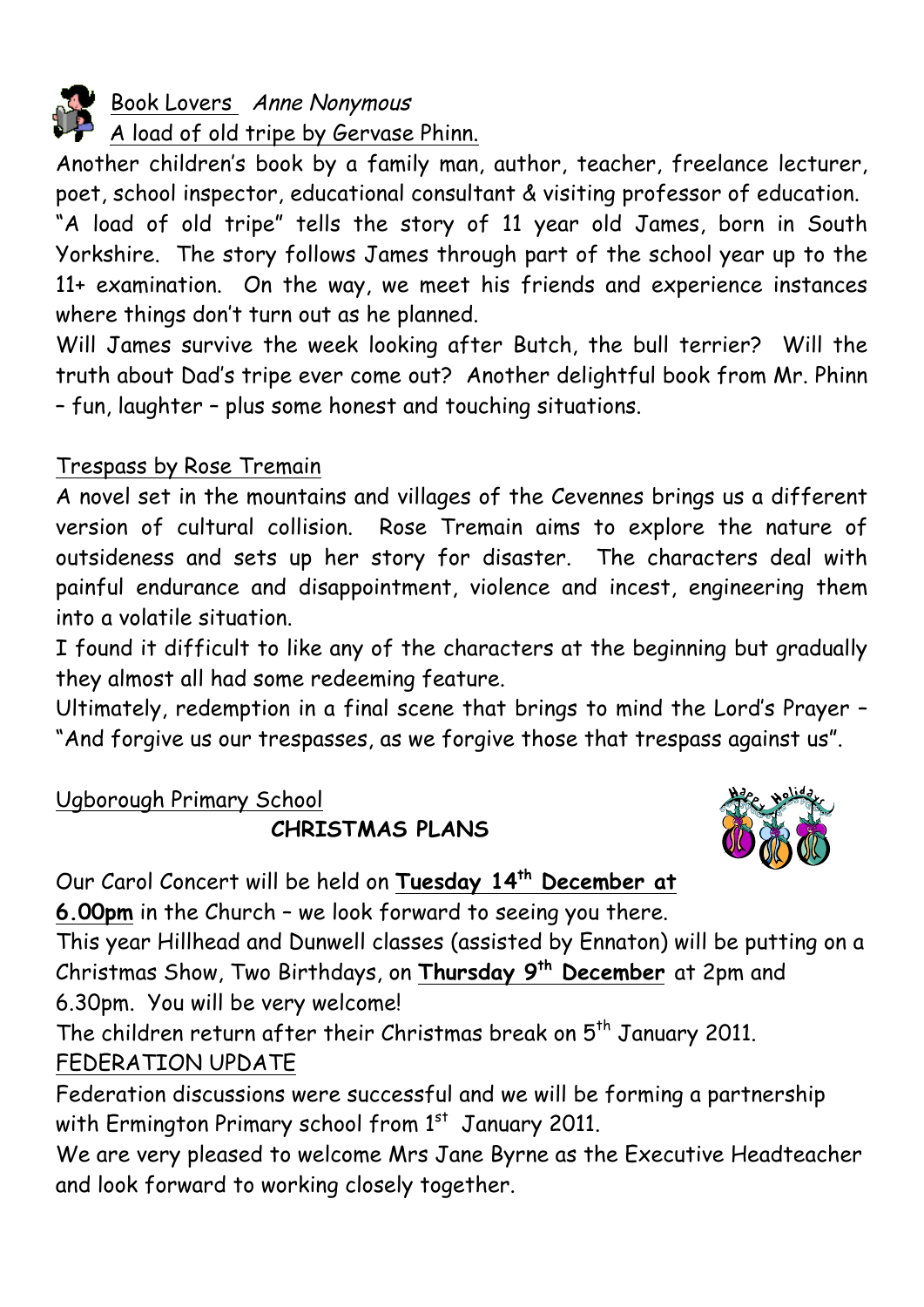Book Lovers *Anne Nonymous*

A load of old tripe by Gervase Phinn.

Another children's book by a family man, author, teacher, freelance lecturer, poet, school inspector, educational consultant & visiting professor of education. "A load of old tripe" tells the story of 11 year old James, born in South Yorkshire. The story follows James through part of the school year up to the 11+ examination. On the way, we meet his friends and experience instances where things don't turn out as he planned.

Will James survive the week looking after Butch, the bull terrier? Will the truth about Dad's tripe ever come out? Another delightful book from Mr. Phinn – fun, laughter – plus some honest and touching situations.

Trespass by Rose Tremain

A novel set in the mountains and villages of the Cevennes brings us a different version of cultural collision. Rose Tremain aims to explore the nature of outsideness and sets up her story for disaster. The characters deal with painful endurance and disappointment, violence and incest, engineering them into a volatile situation.

I found it difficult to like any of the characters at the beginning but gradually they almost all had some redeeming feature.

Ultimately, redemption in a final scene that brings to mind the Lord's Prayer – "And forgive us our trespasses, as we forgive those that trespass against us".

Ugborough Primary School

**CHRISTMAS PLANS**

Our Carol Concert will be held on **Tuesday 14th December at 6.00pm** in the Church – we look forward to seeing you there.

This year Hillhead and Dunwell classes (assisted by Ennaton) will be putting on a Christmas Show, Two Birthdays, on **Thursday 9th December** at 2pm and 6.30pm. You will be very welcome!

The children return after their Christmas break on 5th January 2011.

FEDERATION UPDATE

Federation discussions were successful and we will be forming a partnership with Ermington Primary school from 1st January 2011.

We are very pleased to welcome Mrs Jane Byrne as the Executive Headteacher and look forward to working closely together.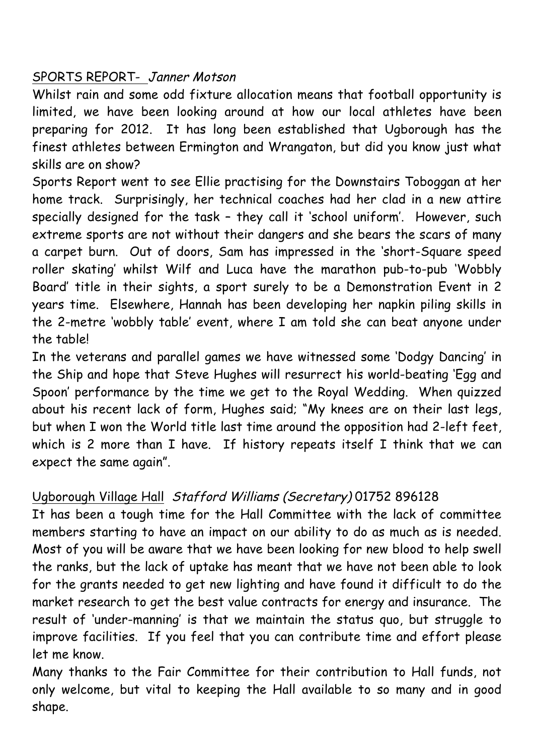<u>SPORTS REPORT-</u> *Janner Motson*

Whilst rain and some odd fixture allocation means that football opportunity is limited, we have been looking around at how our local athletes have been preparing for 2012. It has long been established that Ugborough has the finest athletes between Ermington and Wrangaton, but did you know just what skills are on show?

Sports Report went to see Ellie practising for the Downstairs Toboggan at her home track. Surprisingly, her technical coaches had her clad in a new attire specially designed for the task – they call it 'school uniform'. However, such extreme sports are not without their dangers and she bears the scars of many a carpet burn. Out of doors, Sam has impressed in the 'short-Square speed roller skating' whilst Wilf and Luca have the marathon pub-to-pub 'Wobbly Board' title in their sights, a sport surely to be a Demonstration Event in 2 years time. Elsewhere, Hannah has been developing her napkin piling skills in the 2-metre 'wobbly table' event, where I am told she can beat anyone under the table!

In the veterans and parallel games we have witnessed some 'Dodgy Dancing' in the Ship and hope that Steve Hughes will resurrect his world-beating 'Egg and Spoon' performance by the time we get to the Royal Wedding. When quizzed about his recent lack of form, Hughes said; "My knees are on their last legs, but when I won the World title last time around the opposition had 2-left feet, which is 2 more than I have. If history repeats itself I think that we can expect the same again".

<u>Ugborough Village Hall</u> *Stafford Williams (Secretary)* 01752 896128

It has been a tough time for the Hall Committee with the lack of committee members starting to have an impact on our ability to do as much as is needed. Most of you will be aware that we have been looking for new blood to help swell the ranks, but the lack of uptake has meant that we have not been able to look for the grants needed to get new lighting and have found it difficult to do the market research to get the best value contracts for energy and insurance. The result of 'under-manning' is that we maintain the status quo, but struggle to improve facilities. If you feel that you can contribute time and effort please let me know.

Many thanks to the Fair Committee for their contribution to Hall funds, not only welcome, but vital to keeping the Hall available to so many and in good shape.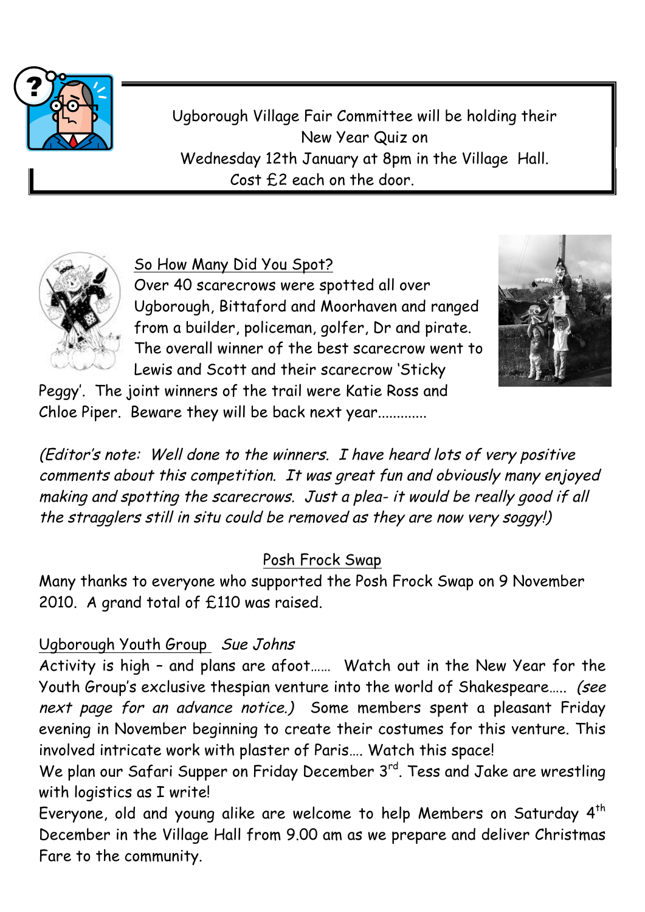Ugborough Village Fair Committee will be holding their New Year Quiz on Wednesday 12th January at 8pm in the Village Hall. Cost £2 each on the door.

## So How Many Did You Spot?

Over 40 scarecrows were spotted all over Ugborough, Bittaford and Moorhaven and ranged from a builder, policeman, golfer, Dr and pirate. The overall winner of the best scarecrow went to Lewis and Scott and their scarecrow 'Sticky Peggy'. The joint winners of the trail were Katie Ross and Chloe Piper. Beware they will be back next year.............

*(Editor's note: Well done to the winners. I have heard lots of very positive comments about this competition. It was great fun and obviously many enjoyed making and spotting the scarecrows. Just a plea- it would be really good if all the stragglers still in situ could be removed as they are now very soggy!)*

## Posh Frock Swap

Many thanks to everyone who supported the Posh Frock Swap on 9 November 2010. A grand total of £110 was raised.

## Ugborough Youth Group *Sue Johns*

Activity is high – and plans are afoot…… Watch out in the New Year for the Youth Group's exclusive thespian venture into the world of Shakespeare….. *(see next page for an advance notice.)* Some members spent a pleasant Friday evening in November beginning to create their costumes for this venture. This involved intricate work with plaster of Paris…. Watch this space!

We plan our Safari Supper on Friday December 3rd. Tess and Jake are wrestling with logistics as I write!

Everyone, old and young alike are welcome to help Members on Saturday 4th December in the Village Hall from 9.00 am as we prepare and deliver Christmas Fare to the community.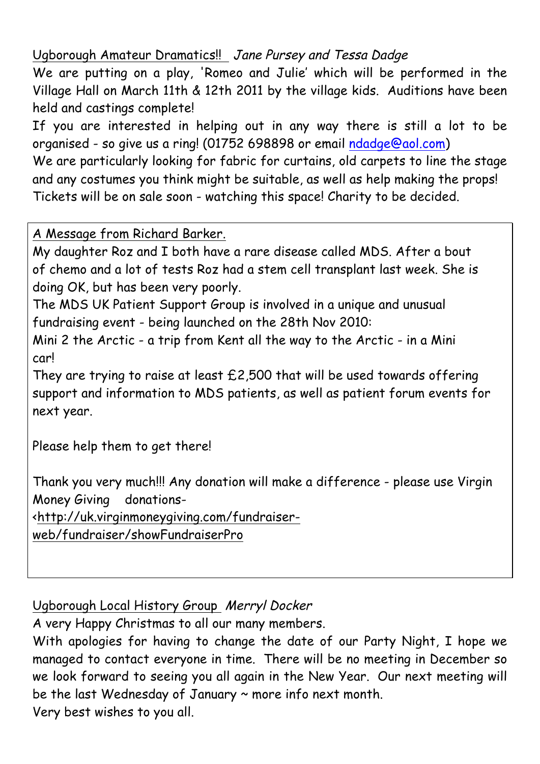Ugborough Amateur Dramatics!! *Jane Pursey and Tessa Dadge*

We are putting on a play, 'Romeo and Julie' which will be performed in the Village Hall on March 11th & 12th 2011 by the village kids. Auditions have been held and castings complete!

If you are interested in helping out in any way there is still a lot to be organised - so give us a ring! (01752 698898 or email ndadge@aol.com)

We are particularly looking for fabric for curtains, old carpets to line the stage and any costumes you think might be suitable, as well as help making the props!

Tickets will be on sale soon - watching this space! Charity to be decided.

A Message from Richard Barker.

My daughter Roz and I both have a rare disease called MDS. After a bout of chemo and a lot of tests Roz had a stem cell transplant last week. She is doing OK, but has been very poorly.

The MDS UK Patient Support Group is involved in a unique and unusual fundraising event - being launched on the 28th Nov 2010:

Mini 2 the Arctic - a trip from Kent all the way to the Arctic - in a Mini car!

They are trying to raise at least £2,500 that will be used towards offering support and information to MDS patients, as well as patient forum events for next year.

Please help them to get there!

Thank you very much!!! Any donation will make a difference - please use Virgin Money Giving donations-

<http://uk.virginmoneygiving.com/fundraiser-web/fundraiser/showFundraiserPro

Ugborough Local History Group *Merryl Docker*

A very Happy Christmas to all our many members.

With apologies for having to change the date of our Party Night, I hope we managed to contact everyone in time. There will be no meeting in December so we look forward to seeing you all again in the New Year. Our next meeting will be the last Wednesday of January ~ more info next month.

Very best wishes to you all.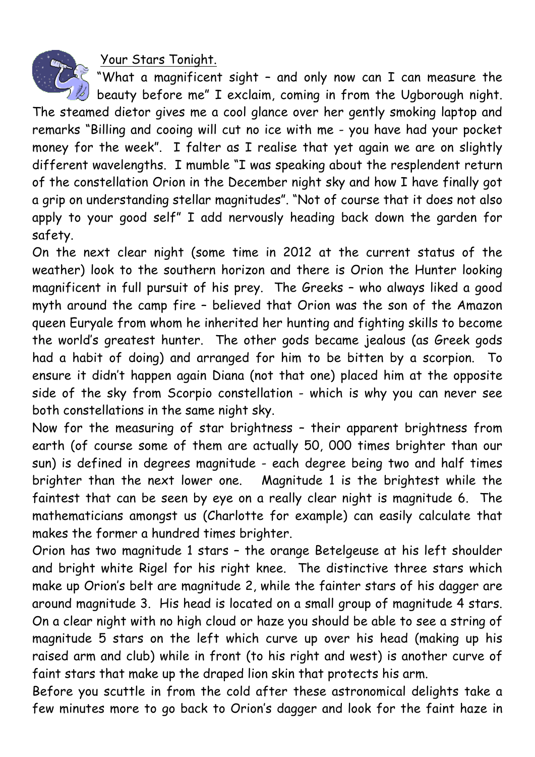Your Stars Tonight.

"What a magnificent sight – and only now can I can measure the beauty before me" I exclaim, coming in from the Ugborough night. The steamed dietor gives me a cool glance over her gently smoking laptop and remarks "Billing and cooing will cut no ice with me - you have had your pocket money for the week". I falter as I realise that yet again we are on slightly different wavelengths. I mumble "I was speaking about the resplendent return of the constellation Orion in the December night sky and how I have finally got a grip on understanding stellar magnitudes". "Not of course that it does not also apply to your good self" I add nervously heading back down the garden for safety.

On the next clear night (some time in 2012 at the current status of the weather) look to the southern horizon and there is Orion the Hunter looking magnificent in full pursuit of his prey. The Greeks – who always liked a good myth around the camp fire – believed that Orion was the son of the Amazon queen Euryale from whom he inherited her hunting and fighting skills to become the world's greatest hunter. The other gods became jealous (as Greek gods had a habit of doing) and arranged for him to be bitten by a scorpion. To ensure it didn't happen again Diana (not that one) placed him at the opposite side of the sky from Scorpio constellation - which is why you can never see both constellations in the same night sky.

Now for the measuring of star brightness – their apparent brightness from earth (of course some of them are actually 50, 000 times brighter than our sun) is defined in degrees magnitude - each degree being two and half times brighter than the next lower one. Magnitude 1 is the brightest while the faintest that can be seen by eye on a really clear night is magnitude 6. The mathematicians amongst us (Charlotte for example) can easily calculate that makes the former a hundred times brighter.

Orion has two magnitude 1 stars – the orange Betelgeuse at his left shoulder and bright white Rigel for his right knee. The distinctive three stars which make up Orion's belt are magnitude 2, while the fainter stars of his dagger are around magnitude 3. His head is located on a small group of magnitude 4 stars. On a clear night with no high cloud or haze you should be able to see a string of magnitude 5 stars on the left which curve up over his head (making up his raised arm and club) while in front (to his right and west) is another curve of faint stars that make up the draped lion skin that protects his arm.

Before you scuttle in from the cold after these astronomical delights take a few minutes more to go back to Orion's dagger and look for the faint haze in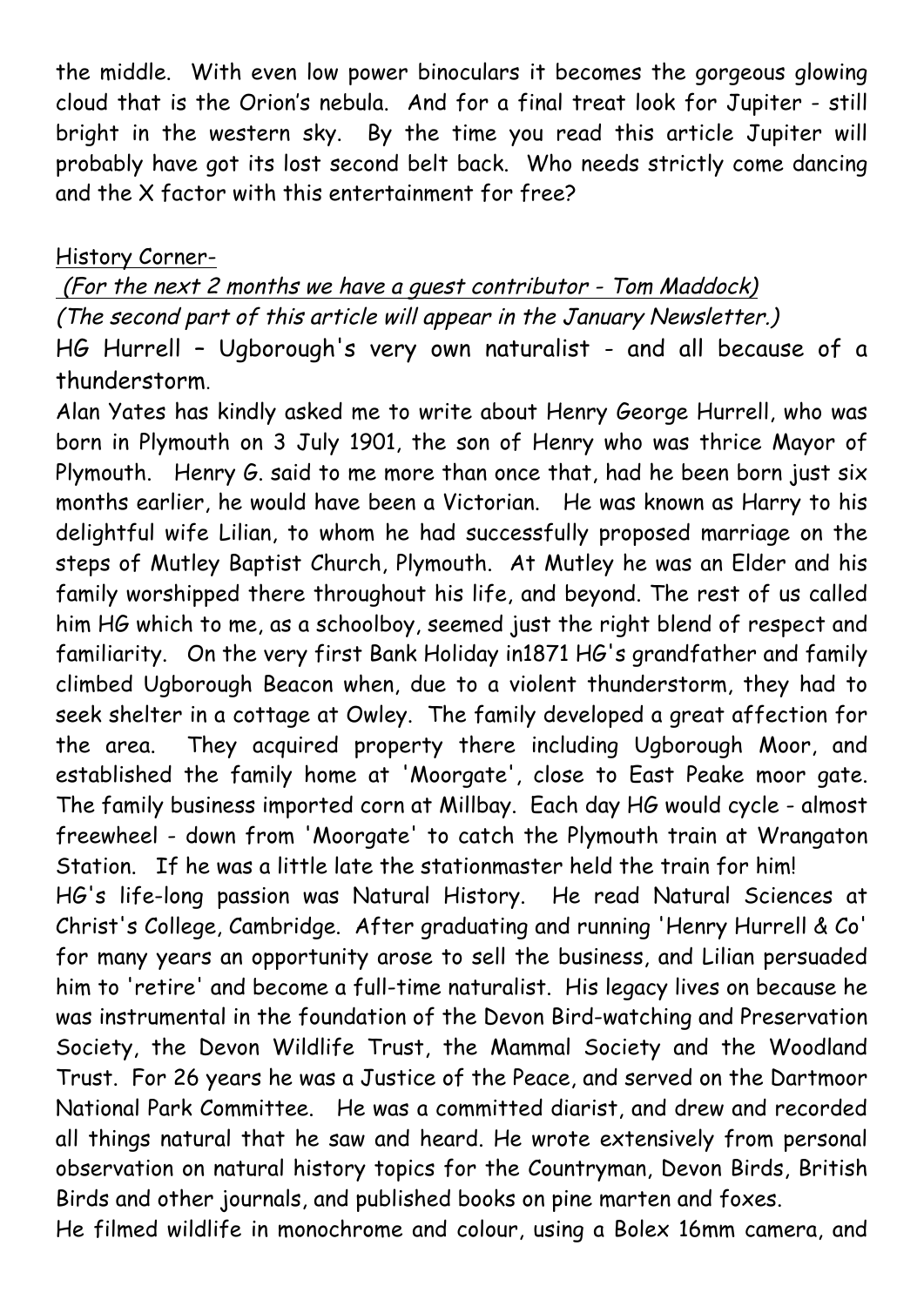the middle. With even low power binoculars it becomes the gorgeous glowing cloud that is the Orion's nebula. And for a final treat look for Jupiter - still bright in the western sky. By the time you read this article Jupiter will probably have got its lost second belt back. Who needs strictly come dancing and the X factor with this entertainment for free?

## History Corner-

*(For the next 2 months we have a guest contributor - Tom Maddock)*

*(The second part of this article will appear in the January Newsletter.)*

HG Hurrell – Ugborough's very own naturalist - and all because of a thunderstorm.

Alan Yates has kindly asked me to write about Henry George Hurrell, who was born in Plymouth on 3 July 1901, the son of Henry who was thrice Mayor of Plymouth. Henry G. said to me more than once that, had he been born just six months earlier, he would have been a Victorian. He was known as Harry to his delightful wife Lilian, to whom he had successfully proposed marriage on the steps of Mutley Baptist Church, Plymouth. At Mutley he was an Elder and his family worshipped there throughout his life, and beyond. The rest of us called him HG which to me, as a schoolboy, seemed just the right blend of respect and familiarity. On the very first Bank Holiday in1871 HG's grandfather and family climbed Ugborough Beacon when, due to a violent thunderstorm, they had to seek shelter in a cottage at Owley. The family developed a great affection for the area. They acquired property there including Ugborough Moor, and established the family home at 'Moorgate', close to East Peake moor gate. The family business imported corn at Millbay. Each day HG would cycle - almost freewheel - down from 'Moorgate' to catch the Plymouth train at Wrangaton Station. If he was a little late the stationmaster held the train for him!

HG's life-long passion was Natural History. He read Natural Sciences at Christ's College, Cambridge. After graduating and running 'Henry Hurrell & Co' for many years an opportunity arose to sell the business, and Lilian persuaded him to 'retire' and become a full-time naturalist. His legacy lives on because he was instrumental in the foundation of the Devon Bird-watching and Preservation Society, the Devon Wildlife Trust, the Mammal Society and the Woodland Trust. For 26 years he was a Justice of the Peace, and served on the Dartmoor National Park Committee. He was a committed diarist, and drew and recorded all things natural that he saw and heard. He wrote extensively from personal observation on natural history topics for the Countryman, Devon Birds, British Birds and other journals, and published books on pine marten and foxes.

He filmed wildlife in monochrome and colour, using a Bolex 16mm camera, and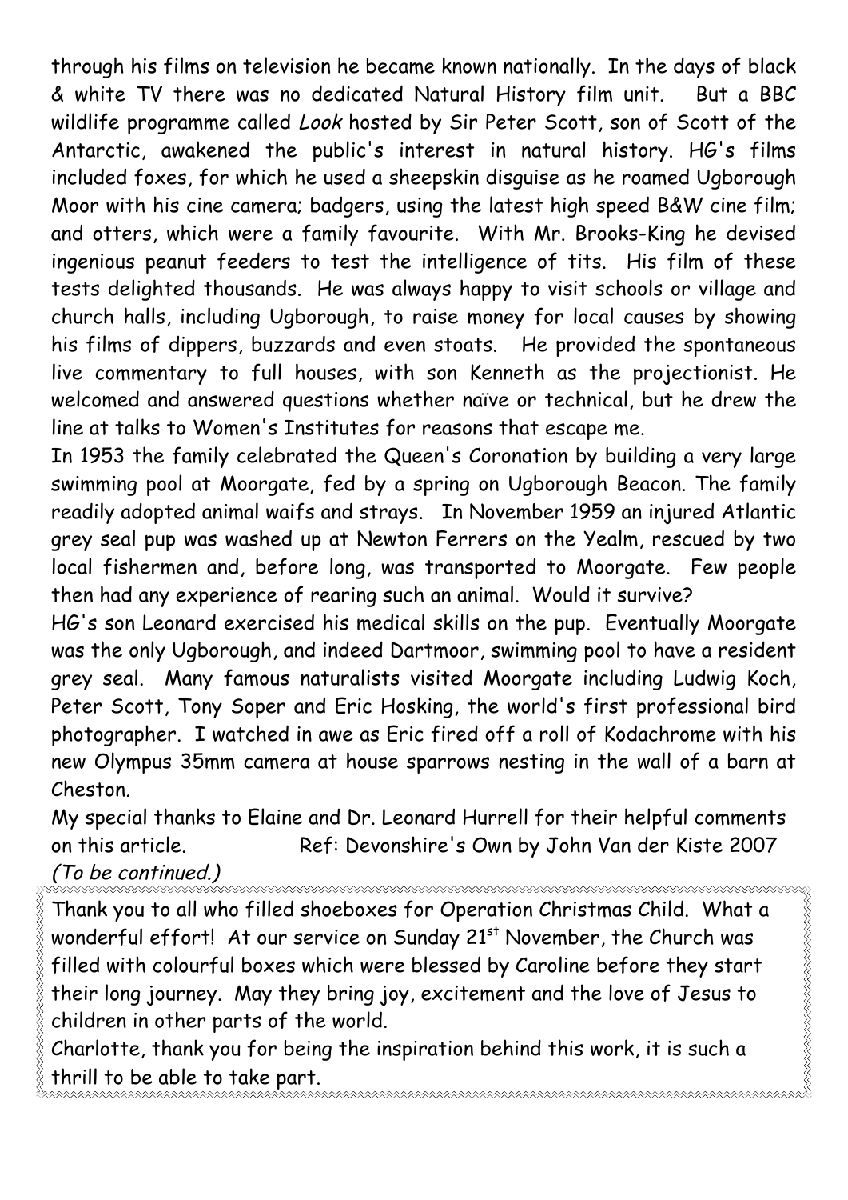through his films on television he became known nationally. In the days of black & white TV there was no dedicated Natural History film unit. But a BBC wildlife programme called *Look* hosted by Sir Peter Scott, son of Scott of the Antarctic, awakened the public's interest in natural history. HG's films included foxes, for which he used a sheepskin disguise as he roamed Ugborough Moor with his cine camera; badgers, using the latest high speed B&W cine film; and otters, which were a family favourite. With Mr. Brooks-King he devised ingenious peanut feeders to test the intelligence of tits. His film of these tests delighted thousands. He was always happy to visit schools or village and church halls, including Ugborough, to raise money for local causes by showing his films of dippers, buzzards and even stoats. He provided the spontaneous live commentary to full houses, with son Kenneth as the projectionist. He welcomed and answered questions whether naïve or technical, but he drew the line at talks to Women's Institutes for reasons that escape me.

In 1953 the family celebrated the Queen's Coronation by building a very large swimming pool at Moorgate, fed by a spring on Ugborough Beacon. The family readily adopted animal waifs and strays. In November 1959 an injured Atlantic grey seal pup was washed up at Newton Ferrers on the Yealm, rescued by two local fishermen and, before long, was transported to Moorgate. Few people then had any experience of rearing such an animal. Would it survive?

HG's son Leonard exercised his medical skills on the pup. Eventually Moorgate was the only Ugborough, and indeed Dartmoor, swimming pool to have a resident grey seal. Many famous naturalists visited Moorgate including Ludwig Koch, Peter Scott, Tony Soper and Eric Hosking, the world's first professional bird photographer. I watched in awe as Eric fired off a roll of Kodachrome with his new Olympus 35mm camera at house sparrows nesting in the wall of a barn at Cheston.

My special thanks to Elaine and Dr. Leonard Hurrell for their helpful comments on this article. Ref: Devonshire's Own by John Van der Kiste 2007

*(To be continued.)*

---

Thank you to all who filled shoeboxes for Operation Christmas Child. What a wonderful effort! At our service on Sunday 21st November, the Church was filled with colourful boxes which were blessed by Caroline before they start their long journey. May they bring joy, excitement and the love of Jesus to children in other parts of the world.

Charlotte, thank you for being the inspiration behind this work, it is such a thrill to be able to take part.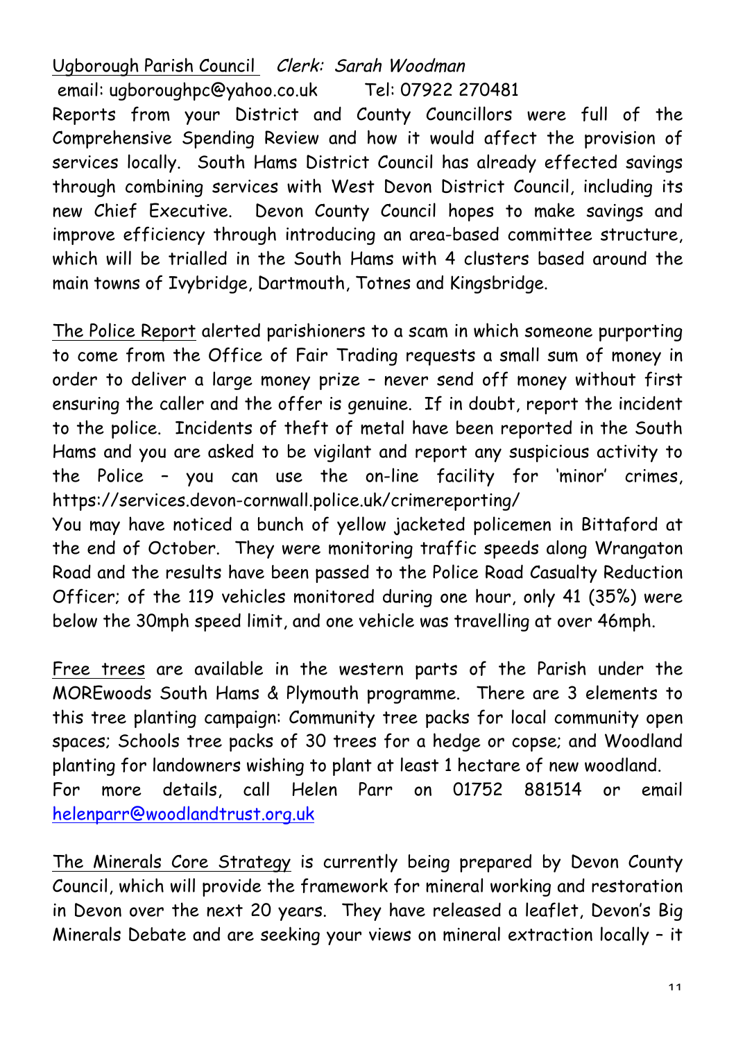Ugborough Parish Council *Clerk: Sarah Woodman*

email: ugboroughpc@yahoo.co.uk Tel: 07922 270481

Reports from your District and County Councillors were full of the Comprehensive Spending Review and how it would affect the provision of services locally. South Hams District Council has already effected savings through combining services with West Devon District Council, including its new Chief Executive. Devon County Council hopes to make savings and improve efficiency through introducing an area-based committee structure, which will be trialled in the South Hams with 4 clusters based around the main towns of Ivybridge, Dartmouth, Totnes and Kingsbridge.

The Police Report alerted parishioners to a scam in which someone purporting to come from the Office of Fair Trading requests a small sum of money in order to deliver a large money prize – never send off money without first ensuring the caller and the offer is genuine. If in doubt, report the incident to the police. Incidents of theft of metal have been reported in the South Hams and you are asked to be vigilant and report any suspicious activity to the Police – you can use the on-line facility for 'minor' crimes, https://services.devon-cornwall.police.uk/crimereporting/

You may have noticed a bunch of yellow jacketed policemen in Bittaford at the end of October. They were monitoring traffic speeds along Wrangaton Road and the results have been passed to the Police Road Casualty Reduction Officer; of the 119 vehicles monitored during one hour, only 41 (35%) were below the 30mph speed limit, and one vehicle was travelling at over 46mph.

Free trees are available in the western parts of the Parish under the MOREwoods South Hams & Plymouth programme. There are 3 elements to this tree planting campaign: Community tree packs for local community open spaces; Schools tree packs of 30 trees for a hedge or copse; and Woodland planting for landowners wishing to plant at least 1 hectare of new woodland.

For more details, call Helen Parr on 01752 881514 or email helenparr@woodlandtrust.org.uk

The Minerals Core Strategy is currently being prepared by Devon County Council, which will provide the framework for mineral working and restoration in Devon over the next 20 years. They have released a leaflet, Devon's Big Minerals Debate and are seeking your views on mineral extraction locally – it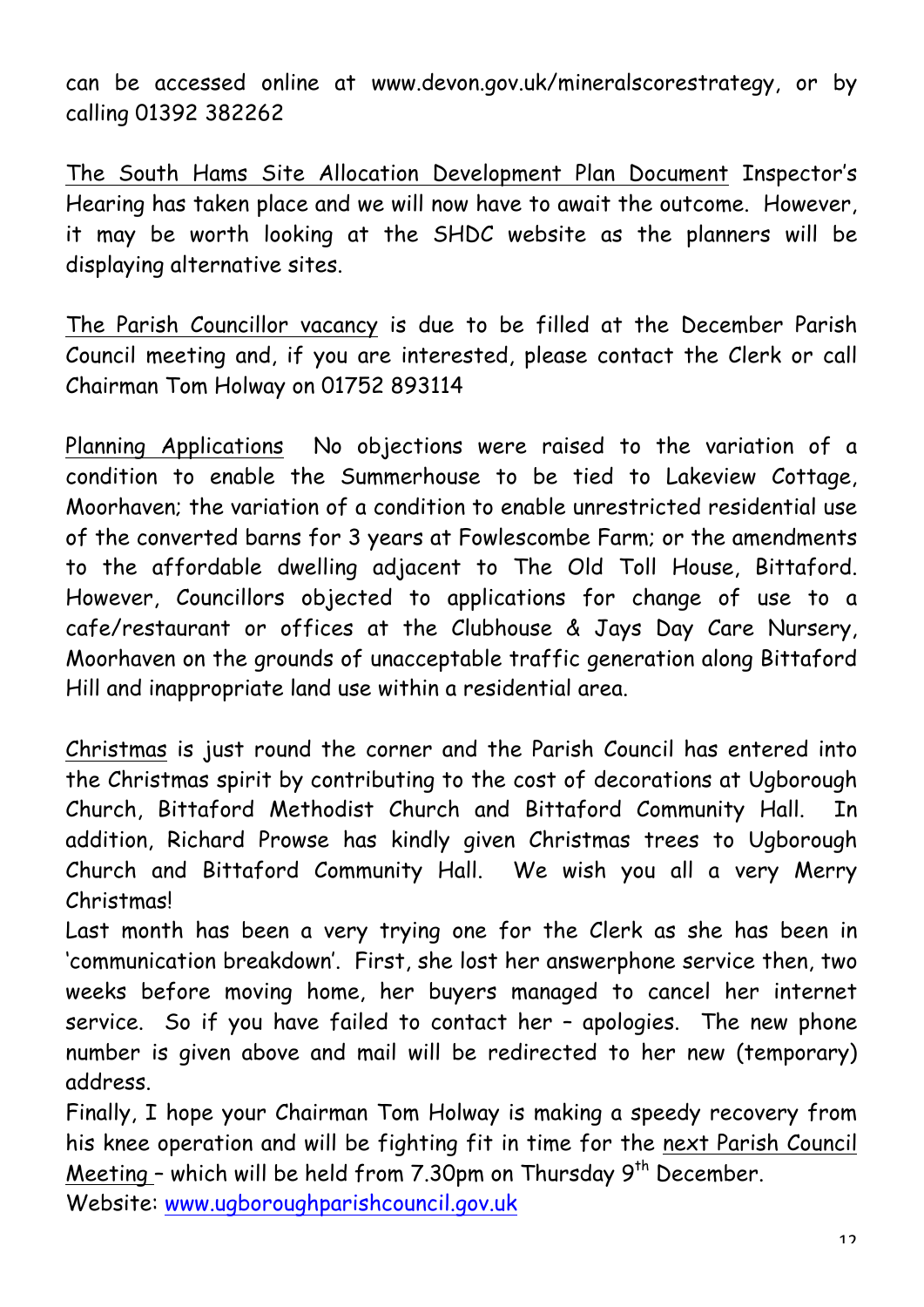can be accessed online at www.devon.gov.uk/mineralscorestrategy, or by calling 01392 382262

<u>The South Hams Site Allocation Development Plan Document</u> Inspector's Hearing has taken place and we will now have to await the outcome. However, it may be worth looking at the SHDC website as the planners will be displaying alternative sites.

<u>The Parish Councillor vacancy</u> is due to be filled at the December Parish Council meeting and, if you are interested, please contact the Clerk or call Chairman Tom Holway on 01752 893114

<u>Planning Applications</u> No objections were raised to the variation of a condition to enable the Summerhouse to be tied to Lakeview Cottage, Moorhaven; the variation of a condition to enable unrestricted residential use of the converted barns for 3 years at Fowlescombe Farm; or the amendments to the affordable dwelling adjacent to The Old Toll House, Bittaford. However, Councillors objected to applications for change of use to a cafe/restaurant or offices at the Clubhouse & Jays Day Care Nursery, Moorhaven on the grounds of unacceptable traffic generation along Bittaford Hill and inappropriate land use within a residential area.

<u>Christmas</u> is just round the corner and the Parish Council has entered into the Christmas spirit by contributing to the cost of decorations at Ugborough Church, Bittaford Methodist Church and Bittaford Community Hall. In addition, Richard Prowse has kindly given Christmas trees to Ugborough Church and Bittaford Community Hall. We wish you all a very Merry Christmas!

Last month has been a very trying one for the Clerk as she has been in 'communication breakdown'. First, she lost her answerphone service then, two weeks before moving home, her buyers managed to cancel her internet service. So if you have failed to contact her – apologies. The new phone number is given above and mail will be redirected to her new (temporary) address.

Finally, I hope your Chairman Tom Holway is making a speedy recovery from his knee operation and will be fighting fit in time for the <u>next Parish Council Meeting</u> – which will be held from 7.30pm on Thursday 9th December.

Website: www.ugboroughparishcouncil.gov.uk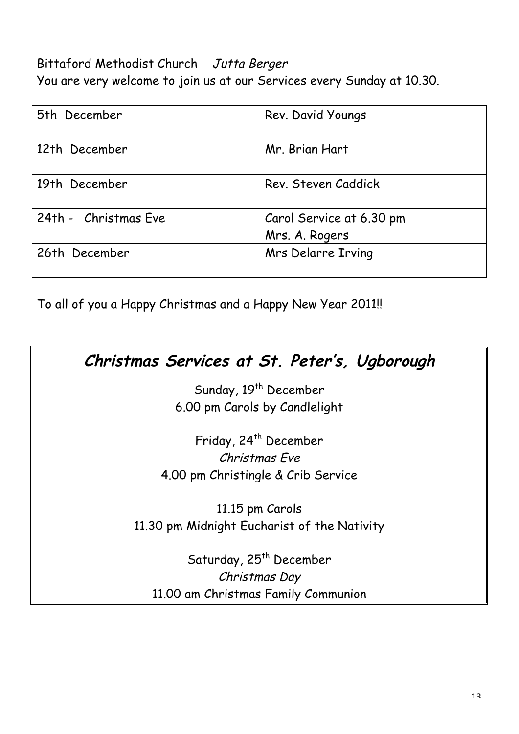Bittaford Methodist Church *Jutta Berger*

You are very welcome to join us at our Services every Sunday at 10.30.

| 5th December | Rev. David Youngs |
|---|---|
| 12th December | Mr. Brian Hart |
| 19th December | Rev. Steven Caddick |
| 24th - Christmas Eve | Carol Service at 6.30 pm<br>Mrs. A. Rogers |
| 26th December | Mrs Delarre Irving |

To all of you a Happy Christmas and a Happy New Year 2011!!

## *Christmas Services at St. Peter's, Ugborough*

Sunday, 19th December
6.00 pm Carols by Candlelight

Friday, 24th December
*Christmas Eve*
4.00 pm Christingle & Crib Service

11.15 pm Carols
11.30 pm Midnight Eucharist of the Nativity

Saturday, 25th December
*Christmas Day*
11.00 am Christmas Family Communion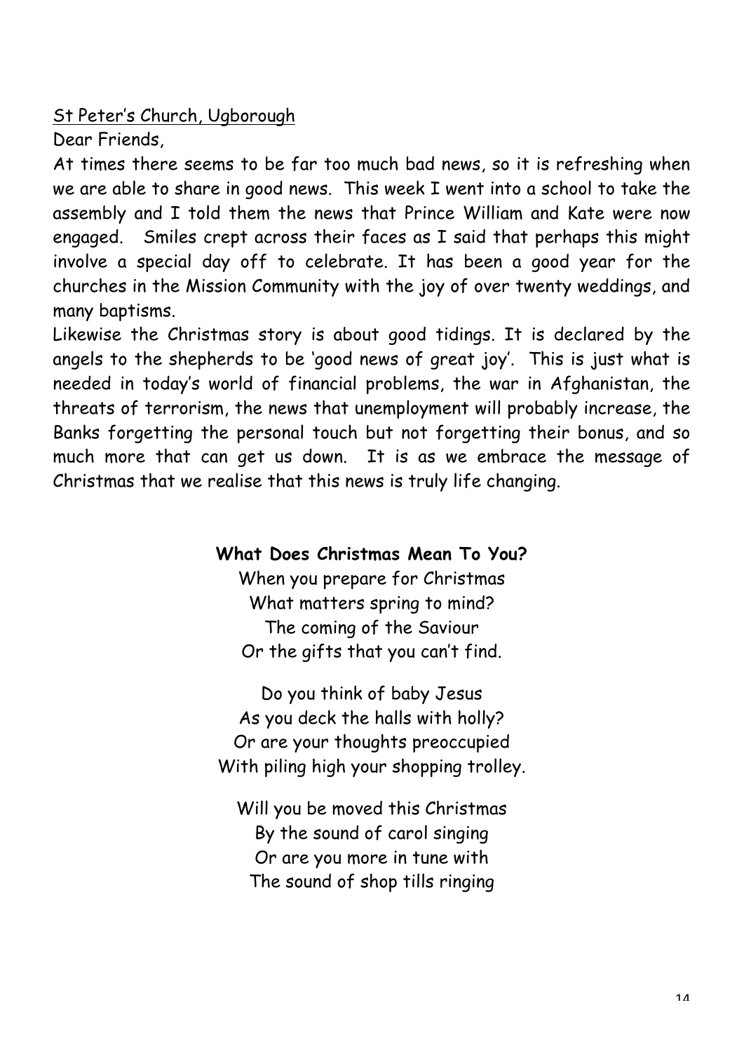St Peter's Church, Ugborough

Dear Friends,

At times there seems to be far too much bad news, so it is refreshing when we are able to share in good news. This week I went into a school to take the assembly and I told them the news that Prince William and Kate were now engaged. Smiles crept across their faces as I said that perhaps this might involve a special day off to celebrate. It has been a good year for the churches in the Mission Community with the joy of over twenty weddings, and many baptisms.

Likewise the Christmas story is about good tidings. It is declared by the angels to the shepherds to be 'good news of great joy'. This is just what is needed in today's world of financial problems, the war in Afghanistan, the threats of terrorism, the news that unemployment will probably increase, the Banks forgetting the personal touch but not forgetting their bonus, and so much more that can get us down. It is as we embrace the message of Christmas that we realise that this news is truly life changing.

**What Does Christmas Mean To You?**

When you prepare for Christmas
What matters spring to mind?
The coming of the Saviour
Or the gifts that you can't find.

Do you think of baby Jesus
As you deck the halls with holly?
Or are your thoughts preoccupied
With piling high your shopping trolley.

Will you be moved this Christmas
By the sound of carol singing
Or are you more in tune with
The sound of shop tills ringing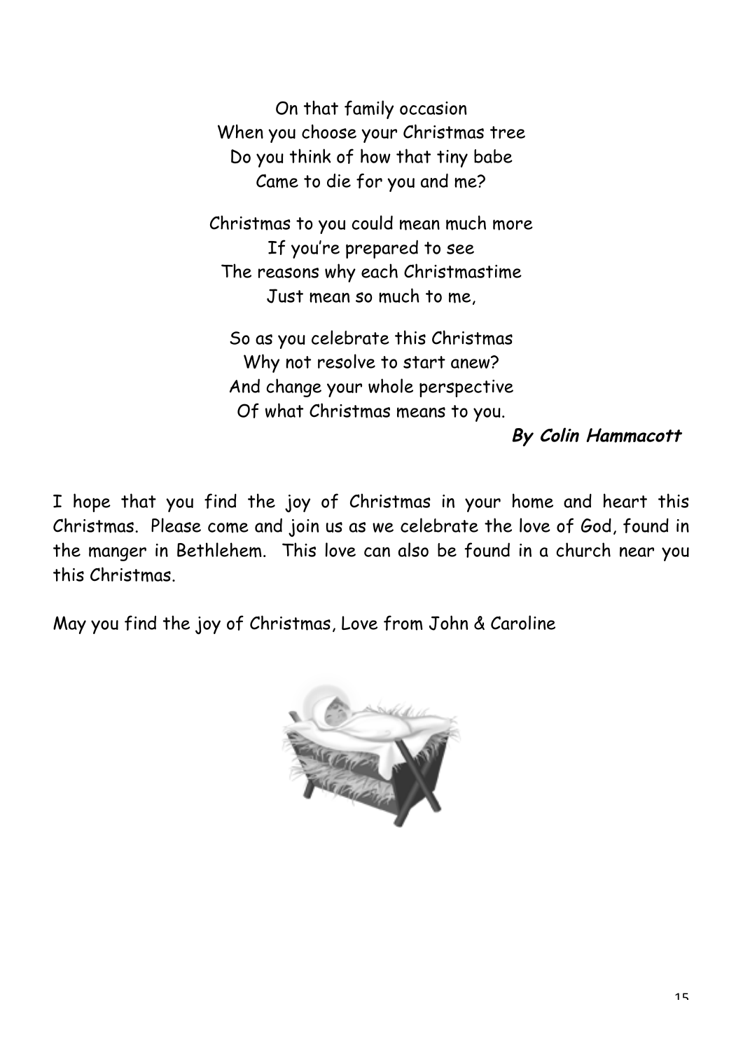On that family occasion  
When you choose your Christmas tree  
Do you think of how that tiny babe  
Came to die for you and me?

Christmas to you could mean much more  
If you're prepared to see  
The reasons why each Christmastime  
Just mean so much to me,

So as you celebrate this Christmas  
Why not resolve to start anew?  
And change your whole perspective  
Of what Christmas means to you.

***By Colin Hammacott***

I hope that you find the joy of Christmas in your home and heart this Christmas. Please come and join us as we celebrate the love of God, found in the manger in Bethlehem. This love can also be found in a church near you this Christmas.

May you find the joy of Christmas, Love from John & Caroline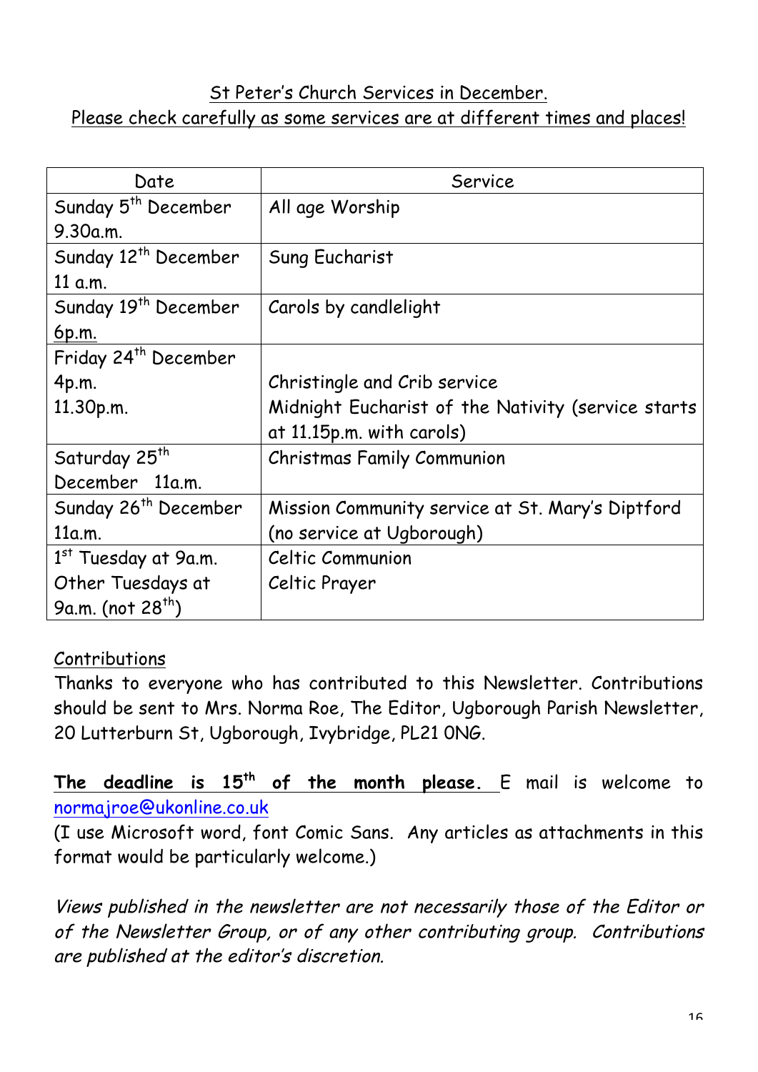St Peter's Church Services in December.

Please check carefully as some services are at different times and places!

| Date | Service |
| --- | --- |
| Sunday 5th December 9.30a.m. | All age Worship |
| Sunday 12th December 11 a.m. | Sung Eucharist |
| Sunday 19th December 6p.m. | Carols by candlelight |
| Friday 24th December<br>4p.m.<br>11.30p.m. | <br>Christingle and Crib service<br>Midnight Eucharist of the Nativity (service starts at 11.15p.m. with carols) |
| Saturday 25th December 11a.m. | Christmas Family Communion |
| Sunday 26th December 11a.m. | Mission Community service at St. Mary's Diptford (no service at Ugborough) |
| 1st Tuesday at 9a.m.<br>Other Tuesdays at 9a.m. (not 28th) | Celtic Communion<br>Celtic Prayer |

Contributions

Thanks to everyone who has contributed to this Newsletter. Contributions should be sent to Mrs. Norma Roe, The Editor, Ugborough Parish Newsletter, 20 Lutterburn St, Ugborough, Ivybridge, PL21 0NG.

**The deadline is 15th of the month please.** E mail is welcome to normajroe@ukonline.co.uk

(I use Microsoft word, font Comic Sans. Any articles as attachments in this format would be particularly welcome.)

*Views published in the newsletter are not necessarily those of the Editor or of the Newsletter Group, or of any other contributing group. Contributions are published at the editor's discretion.*